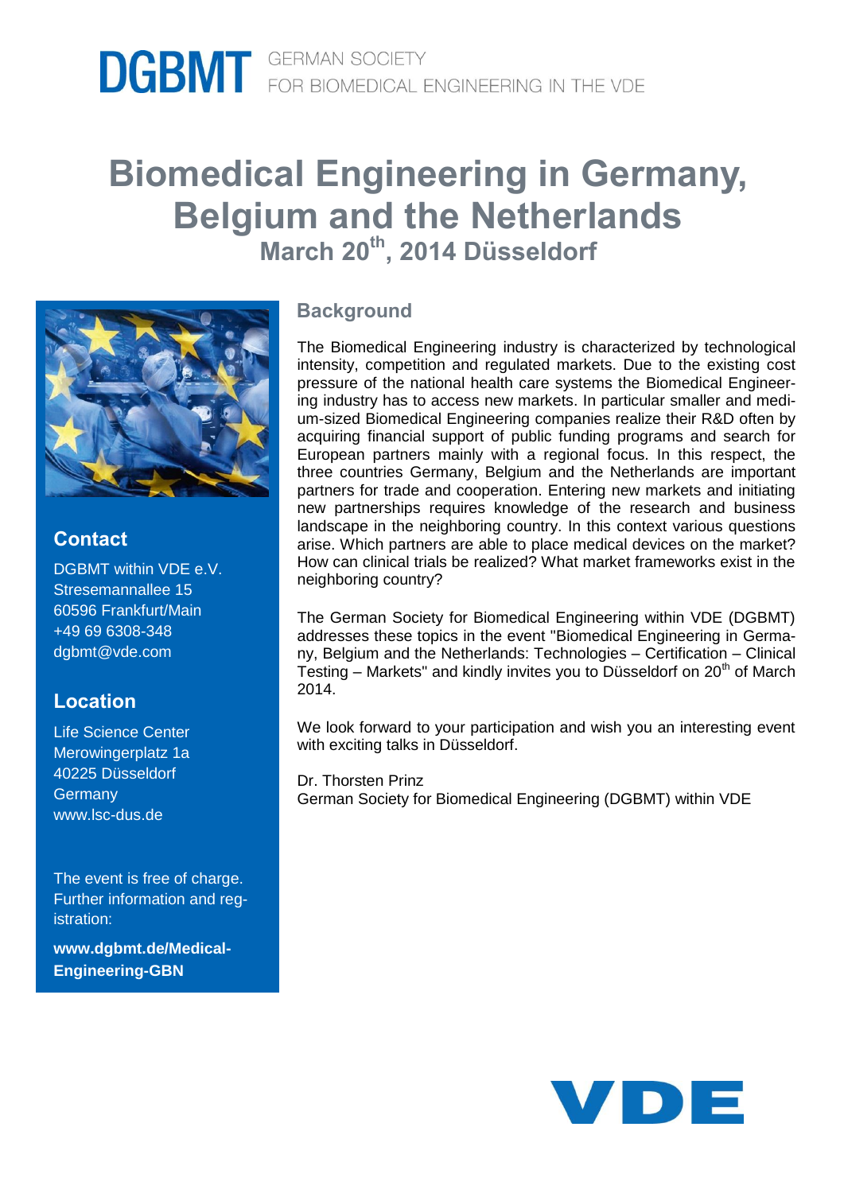DGBMT GERMAN SOCIETY FOR BIOMEDICAL ENGINEERING IN THE VDE

# Biomedical Engineering in Germany, Belgium and the Netherlands

## March 20th, 2014 Düsseldorf

## Background

The Biomedical Engineering industry is characterized by technological intensity, competition and regulated markets. Due to the existing cost pressure of the national health care systems the Biomedical Engineering industry has to access new markets. In particular smaller and medium-sized Biomedical Engineering companies realize their R&D often by acquiring financial support of public funding programs and search for European partners mainly with a regional focus. In this respect, the three countries Germany, Belgium and the Netherlands are important partners for trade and cooperation. Entering new markets and initiating new partnerships requires knowledge of the research and business landscape in the neighboring country. In this context various questions arise. Which partners are able to place medical devices on the market? How can clinical trials be realized? What market frameworks exist in the neighboring country?

The German Society for Biomedical Engineering within VDE (DGBMT) addresses these topics in the event "Biomedical Engineering in Germany, Belgium and the Netherlands: Technologies – Certification – Clinical Testing – Markets" and kindly invites you to Düsseldorf on 20th of March 2014.

We look forward to your participation and wish you an interesting event with exciting talks in Düsseldorf.

Dr. Thorsten Prinz
German Society for Biomedical Engineering (DGBMT) within VDE

## Contact

DGBMT within VDE e.V.
Stresemannallee 15
60596 Frankfurt/Main
+49 69 6308-348
dgbmt@vde.com

## Location

Life Science Center
Merowingerplatz 1a
40225 Düsseldorf
Germany
www.lsc-dus.de

The event is free of charge. Further information and registration:

**www.dgbmt.de/Medical-Engineering-GBN**

VDE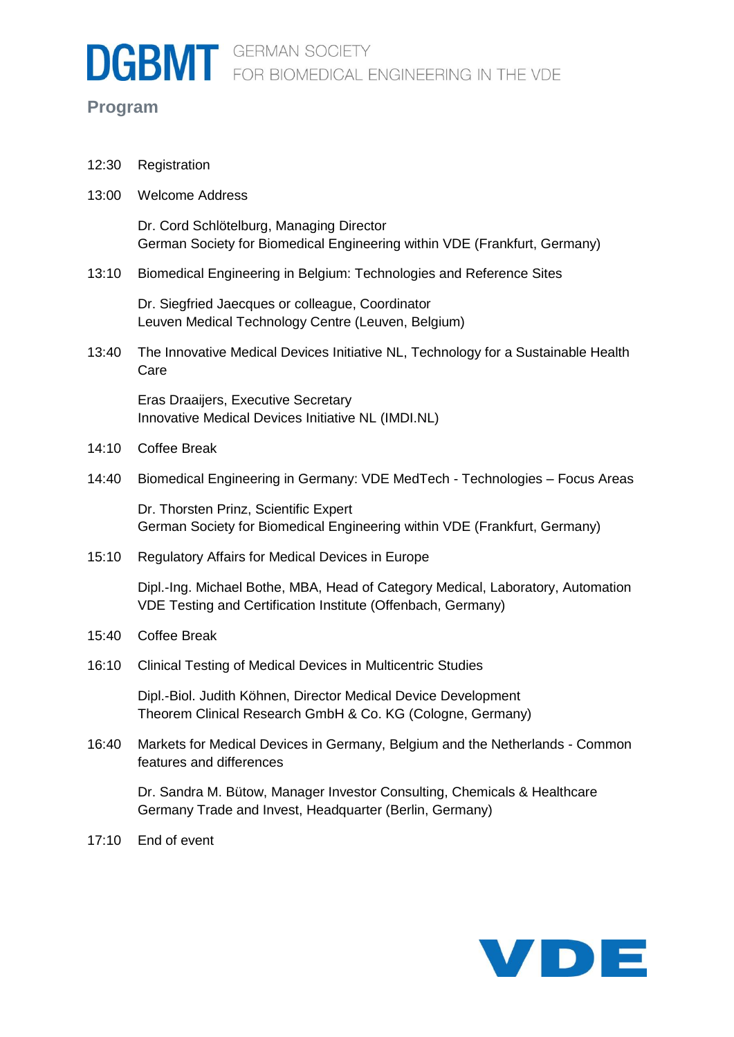**DGBMT** GERMAN SOCIETY FOR BIOMEDICAL ENGINEERING IN THE VDE

## Program

12:30 Registration

13:00 Welcome Address

Dr. Cord Schlötelburg, Managing Director
German Society for Biomedical Engineering within VDE (Frankfurt, Germany)

13:10 Biomedical Engineering in Belgium: Technologies and Reference Sites

Dr. Siegfried Jaecques or colleague, Coordinator
Leuven Medical Technology Centre (Leuven, Belgium)

13:40 The Innovative Medical Devices Initiative NL, Technology for a Sustainable Health Care

Eras Draaijers, Executive Secretary
Innovative Medical Devices Initiative NL (IMDI.NL)

14:10 Coffee Break

14:40 Biomedical Engineering in Germany: VDE MedTech - Technologies – Focus Areas

Dr. Thorsten Prinz, Scientific Expert
German Society for Biomedical Engineering within VDE (Frankfurt, Germany)

15:10 Regulatory Affairs for Medical Devices in Europe

Dipl.-Ing. Michael Bothe, MBA, Head of Category Medical, Laboratory, Automation
VDE Testing and Certification Institute (Offenbach, Germany)

15:40 Coffee Break

16:10 Clinical Testing of Medical Devices in Multicentric Studies

Dipl.-Biol. Judith Köhnen, Director Medical Device Development
Theorem Clinical Research GmbH & Co. KG (Cologne, Germany)

16:40 Markets for Medical Devices in Germany, Belgium and the Netherlands - Common features and differences

Dr. Sandra M. Bütow, Manager Investor Consulting, Chemicals & Healthcare
Germany Trade and Invest, Headquarter (Berlin, Germany)

17:10 End of event

VDE